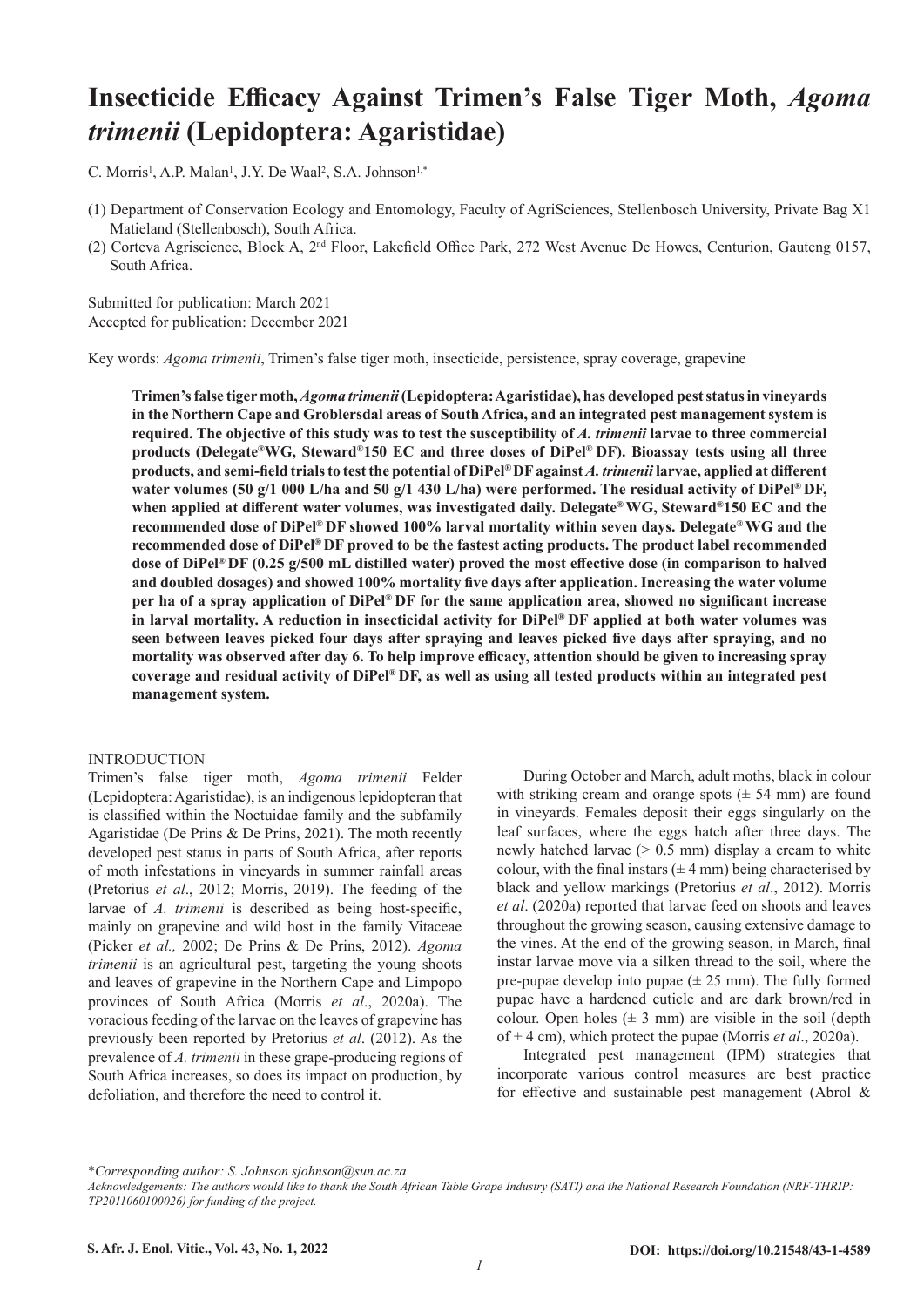# Insecticide Efficacy Against Trimen's False Tiger Moth, *Agoma trimenii* (Lepidoptera: Agaristidae)

C. Morris[1], A.P. Malan[1], J.Y. De Waal[2], S.A. Johnson[1,*]

(1) Department of Conservation Ecology and Entomology, Faculty of AgriSciences, Stellenbosch University, Private Bag X1 Matieland (Stellenbosch), South Africa.

(2) Corteva Agriscience, Block A, 2nd Floor, Lakefield Office Park, 272 West Avenue De Howes, Centurion, Gauteng 0157, South Africa.

Submitted for publication: March 2021
Accepted for publication: December 2021

Key words: *Agoma trimenii*, Trimen's false tiger moth, insecticide, persistence, spray coverage, grapevine

**Trimen's false tiger moth, *Agoma trimenii* (Lepidoptera: Agaristidae), has developed pest status in vineyards in the Northern Cape and Groblersdal areas of South Africa, and an integrated pest management system is required. The objective of this study was to test the susceptibility of *A. trimenii* larvae to three commercial products (Delegate®WG, Steward®150 EC and three doses of DiPel® DF). Bioassay tests using all three products, and semi-field trials to test the potential of DiPel® DF against *A. trimenii* larvae, applied at different water volumes (50 g/1 000 L/ha and 50 g/1 430 L/ha) were performed. The residual activity of DiPel® DF, when applied at different water volumes, was investigated daily. Delegate® WG, Steward®150 EC and the recommended dose of DiPel® DF showed 100% larval mortality within seven days. Delegate® WG and the recommended dose of DiPel® DF proved to be the fastest acting products. The product label recommended dose of DiPel® DF (0.25 g/500 mL distilled water) proved the most effective dose (in comparison to halved and doubled dosages) and showed 100% mortality five days after application. Increasing the water volume per ha of a spray application of DiPel® DF for the same application area, showed no significant increase in larval mortality. A reduction in insecticidal activity for DiPel® DF applied at both water volumes was seen between leaves picked four days after spraying and leaves picked five days after spraying, and no mortality was observed after day 6. To help improve efficacy, attention should be given to increasing spray coverage and residual activity of DiPel® DF, as well as using all tested products within an integrated pest management system.**

## INTRODUCTION

Trimen's false tiger moth, *Agoma trimenii* Felder (Lepidoptera: Agaristidae), is an indigenous lepidopteran that is classified within the Noctuidae family and the subfamily Agaristidae (De Prins & De Prins, 2021). The moth recently developed pest status in parts of South Africa, after reports of moth infestations in vineyards in summer rainfall areas (Pretorius *et al*., 2012; Morris, 2019). The feeding of the larvae of *A. trimenii* is described as being host-specific, mainly on grapevine and wild host in the family Vitaceae (Picker *et al.,* 2002; De Prins & De Prins, 2012). *Agoma trimenii* is an agricultural pest, targeting the young shoots and leaves of grapevine in the Northern Cape and Limpopo provinces of South Africa (Morris *et al*., 2020a). The voracious feeding of the larvae on the leaves of grapevine has previously been reported by Pretorius *et al*. (2012). As the prevalence of *A. trimenii* in these grape-producing regions of South Africa increases, so does its impact on production, by defoliation, and therefore the need to control it.

During October and March, adult moths, black in colour with striking cream and orange spots (± 54 mm) are found in vineyards. Females deposit their eggs singularly on the leaf surfaces, where the eggs hatch after three days. The newly hatched larvae (> 0.5 mm) display a cream to white colour, with the final instars (± 4 mm) being characterised by black and yellow markings (Pretorius *et al*., 2012). Morris *et al*. (2020a) reported that larvae feed on shoots and leaves throughout the growing season, causing extensive damage to the vines. At the end of the growing season, in March, final instar larvae move via a silken thread to the soil, where the pre-pupae develop into pupae (± 25 mm). The fully formed pupae have a hardened cuticle and are dark brown/red in colour. Open holes (± 3 mm) are visible in the soil (depth of ± 4 cm), which protect the pupae (Morris *et al*., 2020a).

Integrated pest management (IPM) strategies that incorporate various control measures are best practice for effective and sustainable pest management (Abrol &

*Corresponding author: S. Johnson sjohnson@sun.ac.za

*Acknowledgements: The authors would like to thank the South African Table Grape Industry (SATI) and the National Research Foundation (NRF-THRIP: TP2011060100026) for funding of the project.*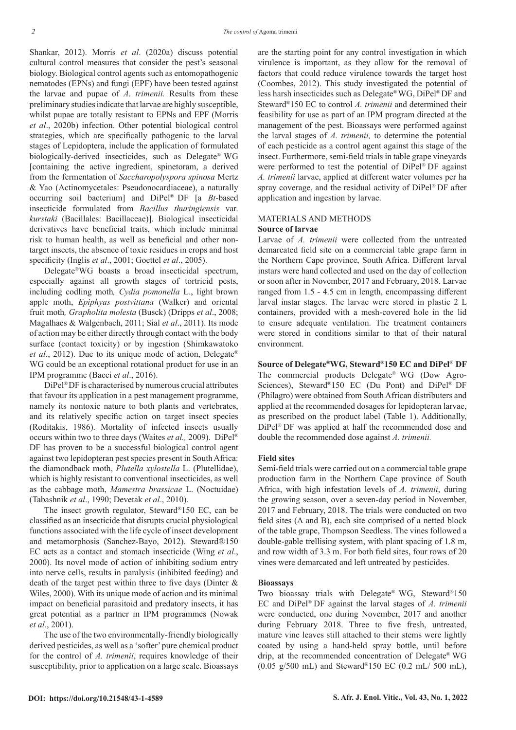Shankar, 2012). Morris *et al*. (2020a) discuss potential cultural control measures that consider the pest's seasonal biology. Biological control agents such as entomopathogenic nematodes (EPNs) and fungi (EPF) have been tested against the larvae and pupae of *A. trimenii.* Results from these preliminary studies indicate that larvae are highly susceptible, whilst pupae are totally resistant to EPNs and EPF (Morris *et al*., 2020b) infection. Other potential biological control strategies, which are specifically pathogenic to the larval stages of Lepidoptera, include the application of formulated biologically-derived insecticides, such as Delegate® WG [containing the active ingredient, spinetoram, a derived from the fermentation of *Saccharopolyspora spinosa* Mertz & Yao (Actinomycetales: Pseudonocardiaceae), a naturally occurring soil bacterium] and DiPel® DF [a *Bt*-based insecticide formulated from *Bacillus thuringiensis* var. *kurstaki* (Bacillales: Bacillaceae)]. Biological insecticidal derivatives have beneficial traits, which include minimal risk to human health, as well as beneficial and other non-target insects, the absence of toxic residues in crops and host specificity (Inglis *et al*., 2001; Goettel *et al*., 2005).

Delegate®WG boasts a broad insecticidal spectrum, especially against all growth stages of tortricid pests, including codling moth*, Cydia pomonella* L., light brown apple moth, *Epiphyas postvittana* (Walker) and oriental fruit moth*, Grapholita molesta* (Busck) (Dripps *et al*., 2008; Magalhaes & Walgenbach, 2011; Sial *et al*., 2011). Its mode of action may be either directly through contact with the body surface (contact toxicity) or by ingestion (Shimkawatoko *et al*., 2012). Due to its unique mode of action, Delegate® WG could be an exceptional rotational product for use in an IPM programme (Bacci *et al*., 2016).

DiPel® DF is characterised by numerous crucial attributes that favour its application in a pest management programme, namely its nontoxic nature to both plants and vertebrates, and its relatively specific action on target insect species (Roditakis, 1986). Mortality of infected insects usually occurs within two to three days (Waites *et al.,* 2009). DiPel® DF has proven to be a successful biological control agent against two lepidopteran pest species present in South Africa: the diamondback moth, *Plutella xylostella* L. (Plutellidae), which is highly resistant to conventional insecticides, as well as the cabbage moth, *Mamestra brassicae* L. (Noctuidae) (Tabashnik *et al*., 1990; Devetak *et al*., 2010).

The insect growth regulator, Steward®150 EC, can be classified as an insecticide that disrupts crucial physiological functions associated with the life cycle of insect development and metamorphosis (Sanchez-Bayo, 2012). Steward®150 EC acts as a contact and stomach insecticide (Wing *et al*., 2000). Its novel mode of action of inhibiting sodium entry into nerve cells, results in paralysis (inhibited feeding) and death of the target pest within three to five days (Dinter & Wiles, 2000). With its unique mode of action and its minimal impact on beneficial parasitoid and predatory insects, it has great potential as a partner in IPM programmes (Nowak *et al*., 2001).

The use of the two environmentally-friendly biologically derived pesticides, as well as a 'softer' pure chemical product for the control of *A. trimenii*, requires knowledge of their susceptibility, prior to application on a large scale. Bioassays are the starting point for any control investigation in which virulence is important, as they allow for the removal of factors that could reduce virulence towards the target host (Coombes, 2012). This study investigated the potential of less harsh insecticides such as Delegate® WG, DiPel® DF and Steward®150 EC to control *A. trimenii* and determined their feasibility for use as part of an IPM program directed at the management of the pest. Bioassays were performed against the larval stages of *A. trimenii,* to determine the potential of each pesticide as a control agent against this stage of the insect. Furthermore, semi-field trials in table grape vineyards were performed to test the potential of DiPel® DF against *A. trimenii* larvae, applied at different water volumes per ha spray coverage, and the residual activity of DiPel® DF after application and ingestion by larvae.

## MATERIALS AND METHODS

### Source of larvae

Larvae of *A. trimenii* were collected from the untreated demarcated field site on a commercial table grape farm in the Northern Cape province, South Africa. Different larval instars were hand collected and used on the day of collection or soon after in November, 2017 and February, 2018. Larvae ranged from 1.5 - 4.5 cm in length, encompassing different larval instar stages. The larvae were stored in plastic 2 L containers, provided with a mesh-covered hole in the lid to ensure adequate ventilation. The treatment containers were stored in conditions similar to that of their natural environment.

### Source of Delegate®WG, Steward®150 EC and DiPel® DF

The commercial products Delegate® WG (Dow Agro-Sciences), Steward®150 EC (Du Pont) and DiPel® DF (Philagro) were obtained from South African distributers and applied at the recommended dosages for lepidopteran larvae, as prescribed on the product label (Table 1). Additionally, DiPel® DF was applied at half the recommended dose and double the recommended dose against *A. trimenii.*

### Field sites

Semi-field trials were carried out on a commercial table grape production farm in the Northern Cape province of South Africa, with high infestation levels of *A. trimenii*, during the growing season, over a seven-day period in November, 2017 and February, 2018. The trials were conducted on two field sites (A and B), each site comprised of a netted block of the table grape, Thompson Seedless. The vines followed a double-gable trellising system, with plant spacing of 1.8 m, and row width of 3.3 m. For both field sites, four rows of 20 vines were demarcated and left untreated by pesticides.

### Bioassays

Two bioassay trials with Delegate® WG, Steward®150 EC and DiPel® DF against the larval stages of *A. trimenii* were conducted, one during November, 2017 and another during February 2018. Three to five fresh, untreated, mature vine leaves still attached to their stems were lightly coated by using a hand-held spray bottle, until before drip, at the recommended concentration of Delegate® WG (0.05 g/500 mL) and Steward®150 EC (0.2 mL/ 500 mL),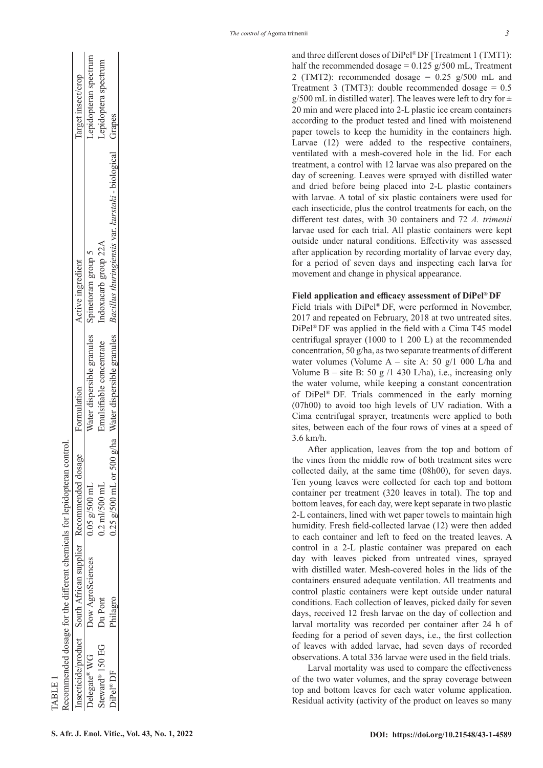TABLE 1

Recommended dosage for the different chemicals for lepidopteran control.

| Insecticide/product | South African supplier | Recommended dosage | Formulation | Active ingredient | Target insect/crop |
|---|---|---|---|---|---|
| Delegate® WG | Dow AgroSciences | 0.05 g/500 mL | Water dispersible granules | Spinetoram group 5 | Lepidopteran spectrum |
| Steward® 150 EG | Du Pont | 0.2 ml/500 mL | Emulsifiable concentrate | Indoxacarb group 22A | Lepidoptera spectrum |
| DiPel® DF | Philagro | 0.25 g/500 mL or 500 g/ha | Water dispersible granules | *Bacillus thuringiensis* var. *kurstaki* - biological | Grapes |

and three different doses of DiPel® DF [Treatment 1 (TMT1): half the recommended dosage = 0.125 g/500 mL, Treatment 2 (TMT2): recommended dosage = 0.25 g/500 mL and Treatment 3 (TMT3): double recommended dosage = 0.5 g/500 mL in distilled water]. The leaves were left to dry for ± 20 min and were placed into 2-L plastic ice cream containers according to the product tested and lined with moistenend paper towels to keep the humidity in the containers high. Larvae (12) were added to the respective containers, ventilated with a mesh-covered hole in the lid. For each treatment, a control with 12 larvae was also prepared on the day of screening. Leaves were sprayed with distilled water and dried before being placed into 2-L plastic containers with larvae. A total of six plastic containers were used for each insecticide, plus the control treatments for each, on the different test dates, with 30 containers and 72 *A. trimenii* larvae used for each trial. All plastic containers were kept outside under natural conditions. Effectivity was assessed after application by recording mortality of larvae every day, for a period of seven days and inspecting each larva for movement and change in physical appearance.

### Field application and efficacy assessment of DiPel® DF

Field trials with DiPel® DF, were performed in November, 2017 and repeated on February, 2018 at two untreated sites. DiPel® DF was applied in the field with a Cima T45 model centrifugal sprayer (1000 to 1 200 L) at the recommended concentration, 50 g/ha, as two separate treatments of different water volumes (Volume A – site A: 50 g/1 000 L/ha and Volume B – site B: 50 g /1 430 L/ha), i.e., increasing only the water volume, while keeping a constant concentration of DiPel® DF. Trials commenced in the early morning (07h00) to avoid too high levels of UV radiation. With a Cima centrifugal sprayer, treatments were applied to both sites, between each of the four rows of vines at a speed of 3.6 km/h.

After application, leaves from the top and bottom of the vines from the middle row of both treatment sites were collected daily, at the same time (08h00), for seven days. Ten young leaves were collected for each top and bottom container per treatment (320 leaves in total). The top and bottom leaves, for each day, were kept separate in two plastic 2-L containers, lined with wet paper towels to maintain high humidity. Fresh field-collected larvae (12) were then added to each container and left to feed on the treated leaves. A control in a 2-L plastic container was prepared on each day with leaves picked from untreated vines, sprayed with distilled water. Mesh-covered holes in the lids of the containers ensured adequate ventilation. All treatments and control plastic containers were kept outside under natural conditions. Each collection of leaves, picked daily for seven days, received 12 fresh larvae on the day of collection and larval mortality was recorded per container after 24 h of feeding for a period of seven days, i.e., the first collection of leaves with added larvae, had seven days of recorded observations. A total 336 larvae were used in the field trials.

Larval mortality was used to compare the effectiveness of the two water volumes, and the spray coverage between top and bottom leaves for each water volume application. Residual activity (activity of the product on leaves so many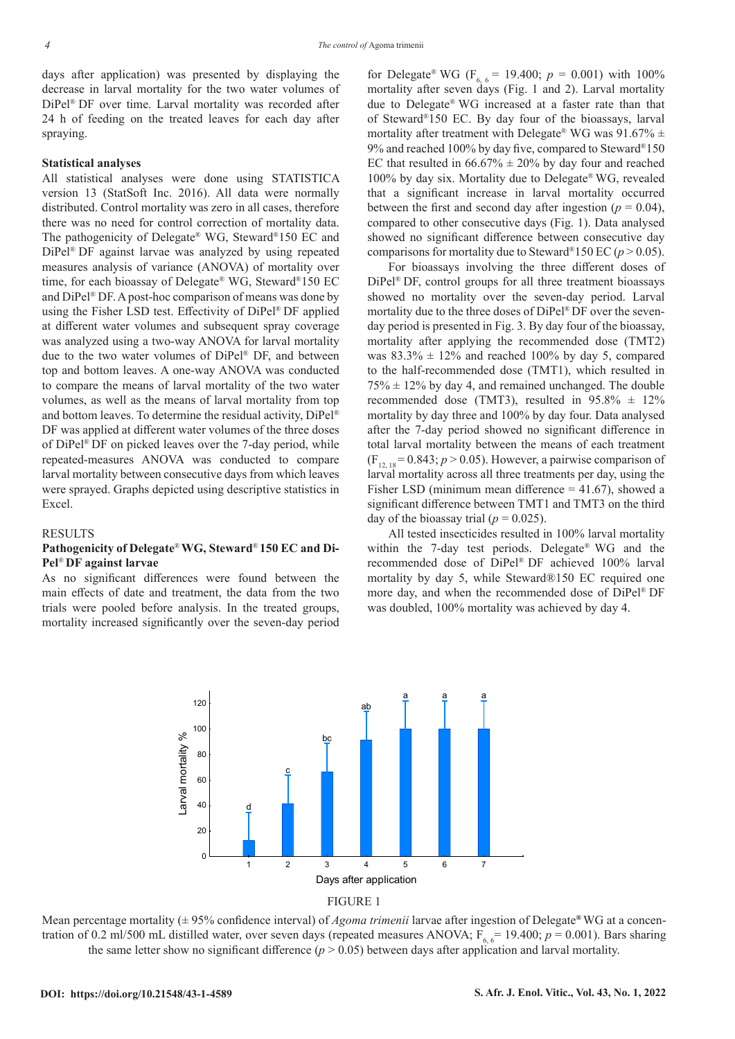days after application) was presented by displaying the decrease in larval mortality for the two water volumes of DiPel® DF over time. Larval mortality was recorded after 24 h of feeding on the treated leaves for each day after spraying.

#### Statistical analyses

All statistical analyses were done using STATISTICA version 13 (StatSoft Inc. 2016). All data were normally distributed. Control mortality was zero in all cases, therefore there was no need for control correction of mortality data. The pathogenicity of Delegate® WG, Steward®150 EC and DiPel® DF against larvae was analyzed by using repeated measures analysis of variance (ANOVA) of mortality over time, for each bioassay of Delegate® WG, Steward®150 EC and DiPel® DF. A post-hoc comparison of means was done by using the Fisher LSD test. Effectivity of DiPel® DF applied at different water volumes and subsequent spray coverage was analyzed using a two-way ANOVA for larval mortality due to the two water volumes of DiPel® DF, and between top and bottom leaves. A one-way ANOVA was conducted to compare the means of larval mortality of the two water volumes, as well as the means of larval mortality from top and bottom leaves. To determine the residual activity, DiPel® DF was applied at different water volumes of the three doses of DiPel® DF on picked leaves over the 7-day period, while repeated-measures ANOVA was conducted to compare larval mortality between consecutive days from which leaves were sprayed. Graphs depicted using descriptive statistics in Excel.

## RESULTS

### Pathogenicity of Delegate® WG, Steward® 150 EC and DiPel® DF against larvae

As no significant differences were found between the main effects of date and treatment, the data from the two trials were pooled before analysis. In the treated groups, mortality increased significantly over the seven-day period for Delegate® WG ($F_{6, 6}$ = 19.400; $p$ = 0.001) with 100% mortality after seven days (Fig. 1 and 2). Larval mortality due to Delegate® WG increased at a faster rate than that of Steward®150 EC. By day four of the bioassays, larval mortality after treatment with Delegate® WG was 91.67% ± 9% and reached 100% by day five, compared to Steward®150 EC that resulted in 66.67% ± 20% by day four and reached 100% by day six. Mortality due to Delegate® WG, revealed that a significant increase in larval mortality occurred between the first and second day after ingestion ($p$ = 0.04), compared to other consecutive days (Fig. 1). Data analysed showed no significant difference between consecutive day comparisons for mortality due to Steward®150 EC ($p$ > 0.05).

For bioassays involving the three different doses of DiPel® DF, control groups for all three treatment bioassays showed no mortality over the seven-day period. Larval mortality due to the three doses of DiPel® DF over the seven-day period is presented in Fig. 3. By day four of the bioassay, mortality after applying the recommended dose (TMT2) was 83.3% ± 12% and reached 100% by day 5, compared to the half-recommended dose (TMT1), which resulted in 75% ± 12% by day 4, and remained unchanged. The double recommended dose (TMT3), resulted in 95.8% ± 12% mortality by day three and 100% by day four. Data analysed after the 7-day period showed no significant difference in total larval mortality between the means of each treatment ($F_{12, 18}$ = 0.843; $p$ > 0.05). However, a pairwise comparison of larval mortality across all three treatments per day, using the Fisher LSD (minimum mean difference = 41.67), showed a significant difference between TMT1 and TMT3 on the third day of the bioassay trial ($p$ = 0.025).

All tested insecticides resulted in 100% larval mortality within the 7-day test periods. Delegate® WG and the recommended dose of DiPel® DF achieved 100% larval mortality by day 5, while Steward®150 EC required one more day, and when the recommended dose of DiPel® DF was doubled, 100% mortality was achieved by day 4.

FIGURE 1

Mean percentage mortality (± 95% confidence interval) of *Agoma trimenii* larvae after ingestion of Delegate® WG at a concentration of 0.2 ml/500 mL distilled water, over seven days (repeated measures ANOVA; $F_{6, 6}$ = 19.400; $p$ = 0.001). Bars sharing the same letter show no significant difference ($p$ > 0.05) between days after application and larval mortality.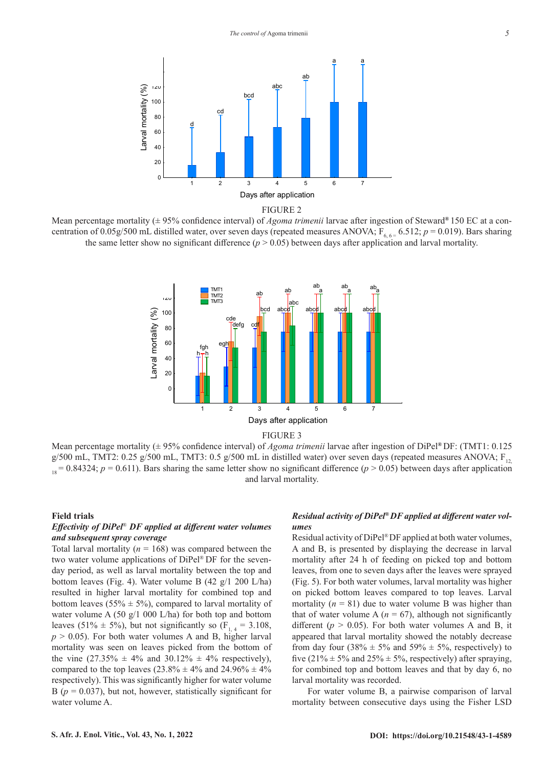FIGURE 2

Mean percentage mortality (± 95% confidence interval) of *Agoma trimenii* larvae after ingestion of Steward® 150 EC at a concentration of 0.05g/500 mL distilled water, over seven days (repeated measures ANOVA; $F_{6, 6} = 6.512$; $p = 0.019$). Bars sharing the same letter show no significant difference ($p > 0.05$) between days after application and larval mortality.

FIGURE 3

Mean percentage mortality (± 95% confidence interval) of *Agoma trimenii* larvae after ingestion of DiPel® DF: (TMT1: 0.125 g/500 mL, TMT2: 0.25 g/500 mL, TMT3: 0.5 g/500 mL in distilled water) over seven days (repeated measures ANOVA; $F_{12, 18} = 0.84324$; $p = 0.611$). Bars sharing the same letter show no significant difference ($p > 0.05$) between days after application and larval mortality.

**Field trials**

***Effectivity of DiPel® DF applied at different water volumes and subsequent spray coverage***

Total larval mortality ($n = 168$) was compared between the two water volume applications of DiPel® DF for the seven-day period, as well as larval mortality between the top and bottom leaves (Fig. 4). Water volume B (42 g/1 200 L/ha) resulted in higher larval mortality for combined top and bottom leaves (55% ± 5%), compared to larval mortality of water volume A (50 g/1 000 L/ha) for both top and bottom leaves (51% ± 5%), but not significantly so ($F_{1, 4} = 3.108$, $p > 0.05$). For both water volumes A and B, higher larval mortality was seen on leaves picked from the bottom of the vine (27.35% ± 4% and 30.12% ± 4% respectively), compared to the top leaves (23.8% ± 4% and 24.96% ± 4% respectively). This was significantly higher for water volume B ($p = 0.037$), but not, however, statistically significant for water volume A.

***Residual activity of DiPel® DF applied at different water volumes***

Residual activity of DiPel® DF applied at both water volumes, A and B, is presented by displaying the decrease in larval mortality after 24 h of feeding on picked top and bottom leaves, from one to seven days after the leaves were sprayed (Fig. 5). For both water volumes, larval mortality was higher on picked bottom leaves compared to top leaves. Larval mortality ($n = 81$) due to water volume B was higher than that of water volume A ($n = 67$), although not significantly different ($p > 0.05$). For both water volumes A and B, it appeared that larval mortality showed the notably decrease from day four (38% ± 5% and 59% ± 5%, respectively) to five (21% ± 5% and 25% ± 5%, respectively) after spraying, for combined top and bottom leaves and that by day 6, no larval mortality was recorded.

For water volume B, a pairwise comparison of larval mortality between consecutive days using the Fisher LSD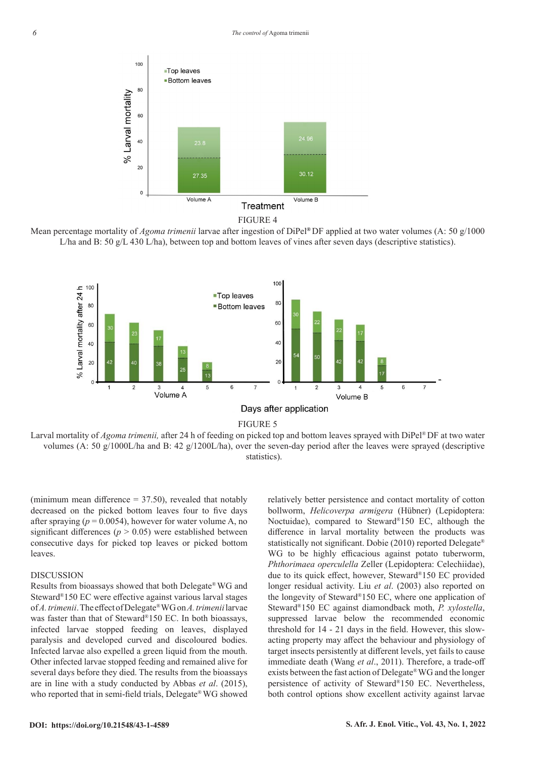FIGURE 4

Mean percentage mortality of *Agoma trimenii* larvae after ingestion of DiPel® DF applied at two water volumes (A: 50 g/1000 L/ha and B: 50 g/L 430 L/ha), between top and bottom leaves of vines after seven days (descriptive statistics).

FIGURE 5

Larval mortality of *Agoma trimenii,* after 24 h of feeding on picked top and bottom leaves sprayed with DiPel® DF at two water volumes (A: 50 g/1000L/ha and B: 42 g/1200L/ha), over the seven-day period after the leaves were sprayed (descriptive statistics).

(minimum mean difference = 37.50), revealed that notably decreased on the picked bottom leaves four to five days after spraying ($p = 0.0054$), however for water volume A, no significant differences ($p > 0.05$) were established between consecutive days for picked top leaves or picked bottom leaves.

## DISCUSSION

Results from bioassays showed that both Delegate® WG and Steward®150 EC were effective against various larval stages of *A. trimenii*. The effect of Delegate® WG on *A. trimenii* larvae was faster than that of Steward®150 EC. In both bioassays, infected larvae stopped feeding on leaves, displayed paralysis and developed curved and discoloured bodies. Infected larvae also expelled a green liquid from the mouth. Other infected larvae stopped feeding and remained alive for several days before they died. The results from the bioassays are in line with a study conducted by Abbas *et al*. (2015), who reported that in semi-field trials, Delegate® WG showed relatively better persistence and contact mortality of cotton bollworm, *Helicoverpa armigera* (Hübner) (Lepidoptera: Noctuidae), compared to Steward®150 EC, although the difference in larval mortality between the products was statistically not significant. Dobie (2010) reported Delegate® WG to be highly efficacious against potato tuberworm, *Phthorimaea operculella* Zeller (Lepidoptera: Celechiidae), due to its quick effect, however, Steward®150 EC provided longer residual activity. Liu *et al*. (2003) also reported on the longevity of Steward®150 EC, where one application of Steward®150 EC against diamondback moth, *P. xylostella*, suppressed larvae below the recommended economic threshold for 14 - 21 days in the field. However, this slow-acting property may affect the behaviour and physiology of target insects persistently at different levels, yet fails to cause immediate death (Wang *et al*., 2011). Therefore, a trade-off exists between the fast action of Delegate® WG and the longer persistence of activity of Steward®150 EC. Nevertheless, both control options show excellent activity against larvae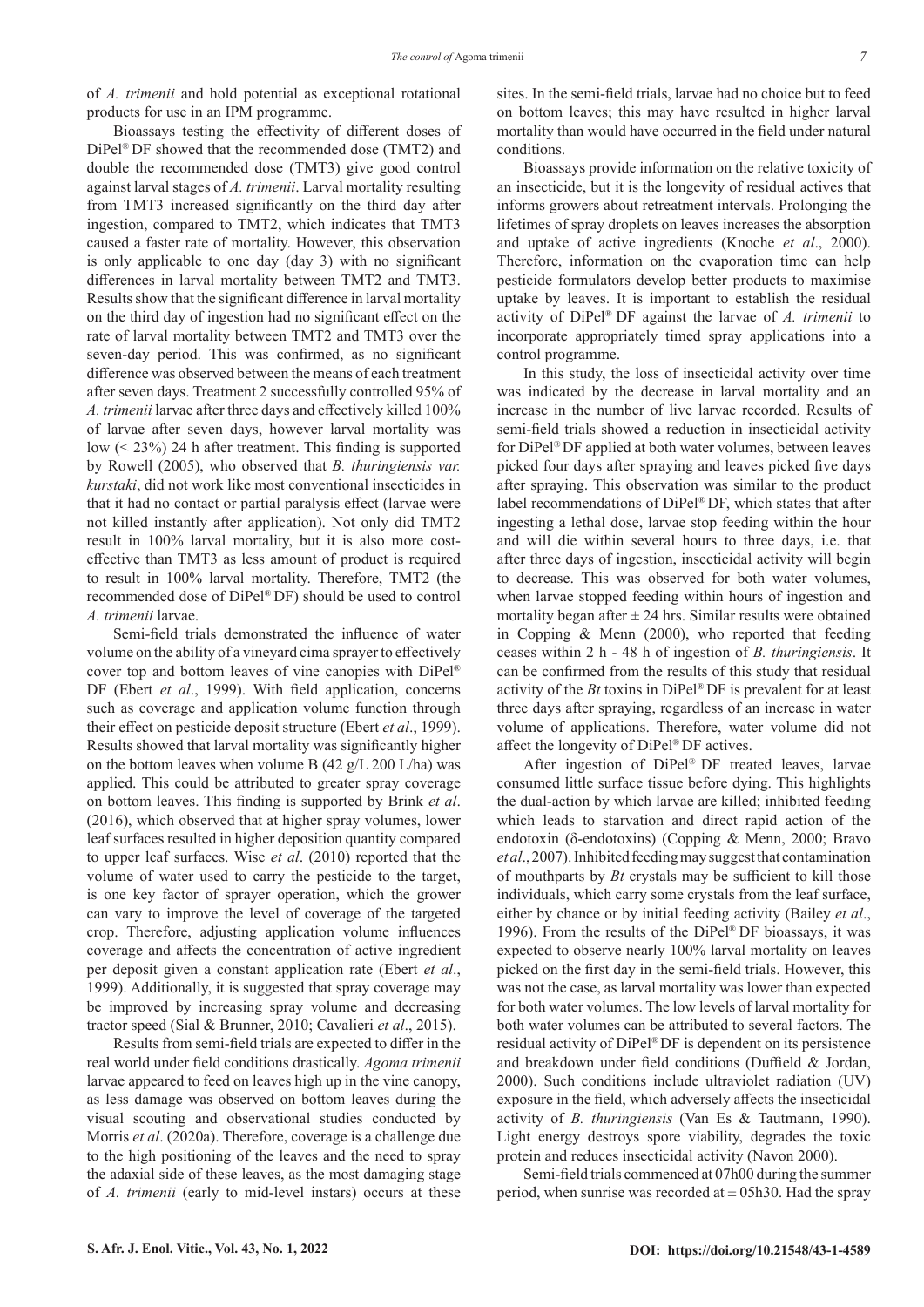of *A. trimenii* and hold potential as exceptional rotational products for use in an IPM programme.

Bioassays testing the effectivity of different doses of DiPel® DF showed that the recommended dose (TMT2) and double the recommended dose (TMT3) give good control against larval stages of *A. trimenii*. Larval mortality resulting from TMT3 increased significantly on the third day after ingestion, compared to TMT2, which indicates that TMT3 caused a faster rate of mortality. However, this observation is only applicable to one day (day 3) with no significant differences in larval mortality between TMT2 and TMT3. Results show that the significant difference in larval mortality on the third day of ingestion had no significant effect on the rate of larval mortality between TMT2 and TMT3 over the seven-day period. This was confirmed, as no significant difference was observed between the means of each treatment after seven days. Treatment 2 successfully controlled 95% of *A. trimenii* larvae after three days and effectively killed 100% of larvae after seven days, however larval mortality was low (< 23%) 24 h after treatment. This finding is supported by Rowell (2005), who observed that *B. thuringiensis var. kurstaki*, did not work like most conventional insecticides in that it had no contact or partial paralysis effect (larvae were not killed instantly after application). Not only did TMT2 result in 100% larval mortality, but it is also more cost-effective than TMT3 as less amount of product is required to result in 100% larval mortality. Therefore, TMT2 (the recommended dose of DiPel® DF) should be used to control *A. trimenii* larvae.

Semi-field trials demonstrated the influence of water volume on the ability of a vineyard cima sprayer to effectively cover top and bottom leaves of vine canopies with DiPel® DF (Ebert *et al*., 1999). With field application, concerns such as coverage and application volume function through their effect on pesticide deposit structure (Ebert *et al*., 1999). Results showed that larval mortality was significantly higher on the bottom leaves when volume B (42 g/L 200 L/ha) was applied. This could be attributed to greater spray coverage on bottom leaves. This finding is supported by Brink *et al*. (2016), which observed that at higher spray volumes, lower leaf surfaces resulted in higher deposition quantity compared to upper leaf surfaces. Wise *et al*. (2010) reported that the volume of water used to carry the pesticide to the target, is one key factor of sprayer operation, which the grower can vary to improve the level of coverage of the targeted crop. Therefore, adjusting application volume influences coverage and affects the concentration of active ingredient per deposit given a constant application rate (Ebert *et al*., 1999). Additionally, it is suggested that spray coverage may be improved by increasing spray volume and decreasing tractor speed (Sial & Brunner, 2010; Cavalieri *et al*., 2015).

Results from semi-field trials are expected to differ in the real world under field conditions drastically. *Agoma trimenii* larvae appeared to feed on leaves high up in the vine canopy, as less damage was observed on bottom leaves during the visual scouting and observational studies conducted by Morris *et al*. (2020a). Therefore, coverage is a challenge due to the high positioning of the leaves and the need to spray the adaxial side of these leaves, as the most damaging stage of *A. trimenii* (early to mid-level instars) occurs at these sites. In the semi-field trials, larvae had no choice but to feed on bottom leaves; this may have resulted in higher larval mortality than would have occurred in the field under natural conditions.

Bioassays provide information on the relative toxicity of an insecticide, but it is the longevity of residual actives that informs growers about retreatment intervals. Prolonging the lifetimes of spray droplets on leaves increases the absorption and uptake of active ingredients (Knoche *et al*., 2000). Therefore, information on the evaporation time can help pesticide formulators develop better products to maximise uptake by leaves. It is important to establish the residual activity of DiPel® DF against the larvae of *A. trimenii* to incorporate appropriately timed spray applications into a control programme.

In this study, the loss of insecticidal activity over time was indicated by the decrease in larval mortality and an increase in the number of live larvae recorded. Results of semi-field trials showed a reduction in insecticidal activity for DiPel® DF applied at both water volumes, between leaves picked four days after spraying and leaves picked five days after spraying. This observation was similar to the product label recommendations of DiPel® DF, which states that after ingesting a lethal dose, larvae stop feeding within the hour and will die within several hours to three days, i.e. that after three days of ingestion, insecticidal activity will begin to decrease. This was observed for both water volumes, when larvae stopped feeding within hours of ingestion and mortality began after ± 24 hrs. Similar results were obtained in Copping & Menn (2000), who reported that feeding ceases within 2 h - 48 h of ingestion of *B. thuringiensis*. It can be confirmed from the results of this study that residual activity of the *Bt* toxins in DiPel® DF is prevalent for at least three days after spraying, regardless of an increase in water volume of applications. Therefore, water volume did not affect the longevity of DiPel® DF actives.

After ingestion of DiPel® DF treated leaves, larvae consumed little surface tissue before dying. This highlights the dual-action by which larvae are killed; inhibited feeding which leads to starvation and direct rapid action of the endotoxin (δ-endotoxins) (Copping & Menn, 2000; Bravo *et al*., 2007). Inhibited feeding may suggest that contamination of mouthparts by *Bt* crystals may be sufficient to kill those individuals, which carry some crystals from the leaf surface, either by chance or by initial feeding activity (Bailey *et al*., 1996). From the results of the DiPel® DF bioassays, it was expected to observe nearly 100% larval mortality on leaves picked on the first day in the semi-field trials. However, this was not the case, as larval mortality was lower than expected for both water volumes. The low levels of larval mortality for both water volumes can be attributed to several factors. The residual activity of DiPel® DF is dependent on its persistence and breakdown under field conditions (Duffield & Jordan, 2000). Such conditions include ultraviolet radiation (UV) exposure in the field, which adversely affects the insecticidal activity of *B. thuringiensis* (Van Es & Tautmann, 1990). Light energy destroys spore viability, degrades the toxic protein and reduces insecticidal activity (Navon 2000).

Semi-field trials commenced at 07h00 during the summer period, when sunrise was recorded at ± 05h30. Had the spray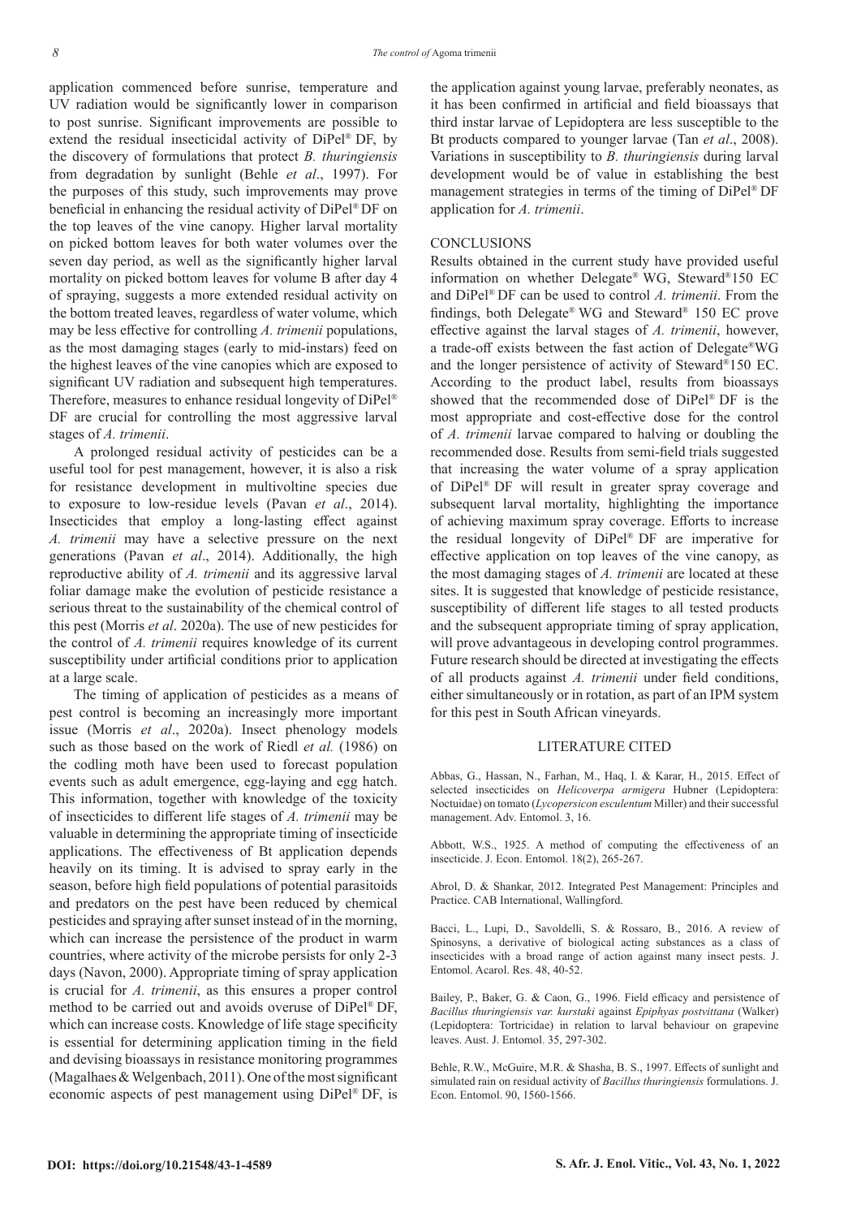application commenced before sunrise, temperature and UV radiation would be significantly lower in comparison to post sunrise. Significant improvements are possible to extend the residual insecticidal activity of DiPel® DF, by the discovery of formulations that protect *B. thuringiensis* from degradation by sunlight (Behle *et al*., 1997). For the purposes of this study, such improvements may prove beneficial in enhancing the residual activity of DiPel® DF on the top leaves of the vine canopy. Higher larval mortality on picked bottom leaves for both water volumes over the seven day period, as well as the significantly higher larval mortality on picked bottom leaves for volume B after day 4 of spraying, suggests a more extended residual activity on the bottom treated leaves, regardless of water volume, which may be less effective for controlling *A. trimenii* populations, as the most damaging stages (early to mid-instars) feed on the highest leaves of the vine canopies which are exposed to significant UV radiation and subsequent high temperatures. Therefore, measures to enhance residual longevity of DiPel® DF are crucial for controlling the most aggressive larval stages of *A. trimenii*.

A prolonged residual activity of pesticides can be a useful tool for pest management, however, it is also a risk for resistance development in multivoltine species due to exposure to low-residue levels (Pavan *et al*., 2014). Insecticides that employ a long-lasting effect against *A. trimenii* may have a selective pressure on the next generations (Pavan *et al*., 2014). Additionally, the high reproductive ability of *A. trimenii* and its aggressive larval foliar damage make the evolution of pesticide resistance a serious threat to the sustainability of the chemical control of this pest (Morris *et al*. 2020a). The use of new pesticides for the control of *A. trimenii* requires knowledge of its current susceptibility under artificial conditions prior to application at a large scale.

The timing of application of pesticides as a means of pest control is becoming an increasingly more important issue (Morris *et al*., 2020a). Insect phenology models such as those based on the work of Riedl *et al.* (1986) on the codling moth have been used to forecast population events such as adult emergence, egg-laying and egg hatch. This information, together with knowledge of the toxicity of insecticides to different life stages of *A. trimenii* may be valuable in determining the appropriate timing of insecticide applications. The effectiveness of Bt application depends heavily on its timing. It is advised to spray early in the season, before high field populations of potential parasitoids and predators on the pest have been reduced by chemical pesticides and spraying after sunset instead of in the morning, which can increase the persistence of the product in warm countries, where activity of the microbe persists for only 2-3 days (Navon, 2000). Appropriate timing of spray application is crucial for *A. trimenii*, as this ensures a proper control method to be carried out and avoids overuse of DiPel® DF, which can increase costs. Knowledge of life stage specificity is essential for determining application timing in the field and devising bioassays in resistance monitoring programmes (Magalhaes & Welgenbach, 2011). One of the most significant economic aspects of pest management using DiPel® DF, is the application against young larvae, preferably neonates, as it has been confirmed in artificial and field bioassays that third instar larvae of Lepidoptera are less susceptible to the Bt products compared to younger larvae (Tan *et al*., 2008). Variations in susceptibility to *B. thuringiensis* during larval development would be of value in establishing the best management strategies in terms of the timing of DiPel® DF application for *A. trimenii*.

## CONCLUSIONS

Results obtained in the current study have provided useful information on whether Delegate® WG, Steward®150 EC and DiPel® DF can be used to control *A. trimenii*. From the findings, both Delegate® WG and Steward® 150 EC prove effective against the larval stages of *A. trimenii*, however, a trade-off exists between the fast action of Delegate®WG and the longer persistence of activity of Steward®150 EC. According to the product label, results from bioassays showed that the recommended dose of DiPel® DF is the most appropriate and cost-effective dose for the control of *A. trimenii* larvae compared to halving or doubling the recommended dose. Results from semi-field trials suggested that increasing the water volume of a spray application of DiPel® DF will result in greater spray coverage and subsequent larval mortality, highlighting the importance of achieving maximum spray coverage. Efforts to increase the residual longevity of DiPel® DF are imperative for effective application on top leaves of the vine canopy, as the most damaging stages of *A. trimenii* are located at these sites. It is suggested that knowledge of pesticide resistance, susceptibility of different life stages to all tested products and the subsequent appropriate timing of spray application, will prove advantageous in developing control programmes. Future research should be directed at investigating the effects of all products against *A. trimenii* under field conditions, either simultaneously or in rotation, as part of an IPM system for this pest in South African vineyards.

## LITERATURE CITED

Abbas, G., Hassan, N., Farhan, M., Haq, I. & Karar, H., 2015. Effect of selected insecticides on *Helicoverpa armigera* Hubner (Lepidoptera: Noctuidae) on tomato (*Lycopersicon esculentum* Miller) and their successful management. Adv. Entomol. 3, 16.

Abbott, W.S., 1925. A method of computing the effectiveness of an insecticide. J. Econ. Entomol. 18(2), 265-267.

Abrol, D. & Shankar, 2012. Integrated Pest Management: Principles and Practice. CAB International, Wallingford.

Bacci, L., Lupi, D., Savoldelli, S. & Rossaro, B., 2016. A review of Spinosyns, a derivative of biological acting substances as a class of insecticides with a broad range of action against many insect pests. J. Entomol. Acarol. Res. 48, 40-52.

Bailey, P., Baker, G. & Caon, G., 1996. Field efficacy and persistence of *Bacillus thuringiensis var. kurstaki* against *Epiphyas postvittana* (Walker) (Lepidoptera: Tortricidae) in relation to larval behaviour on grapevine leaves. Aust. J. Entomol. 35, 297-302.

Behle, R.W., McGuire, M.R. & Shasha, B. S., 1997. Effects of sunlight and simulated rain on residual activity of *Bacillus thuringiensis* formulations. J. Econ. Entomol. 90, 1560-1566.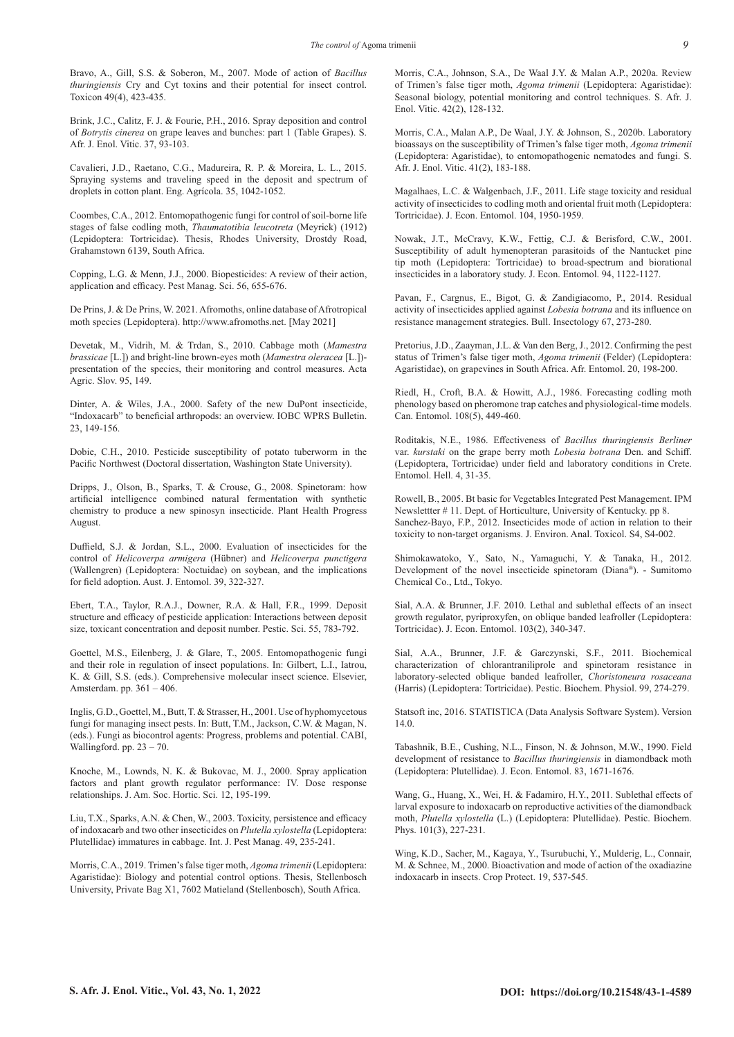Bravo, A., Gill, S.S. & Soberon, M., 2007. Mode of action of *Bacillus thuringiensis* Cry and Cyt toxins and their potential for insect control. Toxicon 49(4), 423-435.

Brink, J.C., Calitz, F. J. & Fourie, P.H., 2016. Spray deposition and control of *Botrytis cinerea* on grape leaves and bunches: part 1 (Table Grapes). S. Afr. J. Enol. Vitic. 37, 93-103.

Cavalieri, J.D., Raetano, C.G., Madureira, R. P. & Moreira, L. L., 2015. Spraying systems and traveling speed in the deposit and spectrum of droplets in cotton plant. Eng. Agricola. 35, 1042-1052.

Coombes, C.A., 2012. Entomopathogenic fungi for control of soil-borne life stages of false codling moth, *Thaumatotibia leucotreta* (Meyrick) (1912) (Lepidoptera: Tortricidae). Thesis, Rhodes University, Drostdy Road, Grahamstown 6139, South Africa.

Copping, L.G. & Menn, J.J., 2000. Biopesticides: A review of their action, application and efficacy. Pest Manag. Sci. 56, 655-676.

De Prins, J. & De Prins, W. 2021. Afromoths, online database of Afrotropical moth species (Lepidoptera). http://www.afromoths.net. [May 2021]

Devetak, M., Vidrih, M. & Trdan, S., 2010. Cabbage moth (*Mamestra brassicae* [L.]) and bright-line brown-eyes moth (*Mamestra oleracea* [L.])-presentation of the species, their monitoring and control measures. Acta Agric. Slov. 95, 149.

Dinter, A. & Wiles, J.A., 2000. Safety of the new DuPont insecticide, "Indoxacarb" to beneficial arthropods: an overview. IOBC WPRS Bulletin. 23, 149-156.

Dobie, C.H., 2010. Pesticide susceptibility of potato tuberworm in the Pacific Northwest (Doctoral dissertation, Washington State University).

Dripps, J., Olson, B., Sparks, T. & Crouse, G., 2008. Spinetoram: how artificial intelligence combined natural fermentation with synthetic chemistry to produce a new spinosyn insecticide. Plant Health Progress August.

Duffield, S.J. & Jordan, S.L., 2000. Evaluation of insecticides for the control of *Helicoverpa armigera* (Hübner) and *Helicoverpa punctigera* (Wallengren) (Lepidoptera: Noctuidae) on soybean, and the implications for field adoption. Aust. J. Entomol. 39, 322-327.

Ebert, T.A., Taylor, R.A.J., Downer, R.A. & Hall, F.R., 1999. Deposit structure and efficacy of pesticide application: Interactions between deposit size, toxicant concentration and deposit number. Pestic. Sci. 55, 783-792.

Goettel, M.S., Eilenberg, J. & Glare, T., 2005. Entomopathogenic fungi and their role in regulation of insect populations. In: Gilbert, L.I., Iatrou, K. & Gill, S.S. (eds.). Comprehensive molecular insect science. Elsevier, Amsterdam. pp. 361 – 406.

Inglis, G.D., Goettel, M., Butt, T. & Strasser, H., 2001. Use of hyphomycetous fungi for managing insect pests. In: Butt, T.M., Jackson, C.W. & Magan, N. (eds.). Fungi as biocontrol agents: Progress, problems and potential. CABI, Wallingford. pp. 23 – 70.

Knoche, M., Lownds, N. K. & Bukovac, M. J., 2000. Spray application factors and plant growth regulator performance: IV. Dose response relationships. J. Am. Soc. Hortic. Sci. 12, 195-199.

Liu, T.X., Sparks, A.N. & Chen, W., 2003. Toxicity, persistence and efficacy of indoxacarb and two other insecticides on *Plutella xylostella* (Lepidoptera: Plutellidae) immatures in cabbage. Int. J. Pest Manag. 49, 235-241.

Morris, C.A., 2019. Trimen's false tiger moth, *Agoma trimenii* (Lepidoptera: Agaristidae): Biology and potential control options. Thesis, Stellenbosch University, Private Bag X1, 7602 Matieland (Stellenbosch), South Africa.

Morris, C.A., Johnson, S.A., De Waal J.Y. & Malan A.P., 2020a. Review of Trimen's false tiger moth, *Agoma trimenii* (Lepidoptera: Agaristidae): Seasonal biology, potential monitoring and control techniques. S. Afr. J. Enol. Vitic. 42(2), 128-132.

Morris, C.A., Malan A.P., De Waal, J.Y. & Johnson, S., 2020b. Laboratory bioassays on the susceptibility of Trimen's false tiger moth, *Agoma trimenii* (Lepidoptera: Agaristidae), to entomopathogenic nematodes and fungi. S. Afr. J. Enol. Vitic. 41(2), 183-188.

Magalhaes, L.C. & Walgenbach, J.F., 2011. Life stage toxicity and residual activity of insecticides to codling moth and oriental fruit moth (Lepidoptera: Tortricidae). J. Econ. Entomol. 104, 1950-1959.

Nowak, J.T., McCravy, K.W., Fettig, C.J. & Berisford, C.W., 2001. Susceptibility of adult hymenopteran parasitoids of the Nantucket pine tip moth (Lepidoptera: Tortricidae) to broad-spectrum and biorational insecticides in a laboratory study. J. Econ. Entomol. 94, 1122-1127.

Pavan, F., Cargnus, E., Bigot, G. & Zandigiacomo, P., 2014. Residual activity of insecticides applied against *Lobesia botrana* and its influence on resistance management strategies. Bull. Insectology 67, 273-280.

Pretorius, J.D., Zaayman, J.L. & Van den Berg, J., 2012. Confirming the pest status of Trimen's false tiger moth, *Agoma trimenii* (Felder) (Lepidoptera: Agaristidae), on grapevines in South Africa. Afr. Entomol. 20, 198-200.

Riedl, H., Croft, B.A. & Howitt, A.J., 1986. Forecasting codling moth phenology based on pheromone trap catches and physiological-time models. Can. Entomol. 108(5), 449-460.

Roditakis, N.E., 1986. Effectiveness of *Bacillus thuringiensis Berliner* var. *kurstaki* on the grape berry moth *Lobesia botrana* Den. and Schiff. (Lepidoptera, Tortricidae) under field and laboratory conditions in Crete. Entomol. Hell. 4, 31-35.

Rowell, B., 2005. Bt basic for Vegetables Integrated Pest Management. IPM Newslettter # 11. Dept. of Horticulture, University of Kentucky. pp 8.

Sanchez-Bayo, F.P., 2012. Insecticides mode of action in relation to their toxicity to non-target organisms. J. Environ. Anal. Toxicol. S4, S4-002.

Shimokawatoko, Y., Sato, N., Yamaguchi, Y. & Tanaka, H., 2012. Development of the novel insecticide spinetoram (Diana®). - Sumitomo Chemical Co., Ltd., Tokyo.

Sial, A.A. & Brunner, J.F. 2010. Lethal and sublethal effects of an insect growth regulator, pyriproxyfen, on oblique banded leafroller (Lepidoptera: Tortricidae). J. Econ. Entomol. 103(2), 340-347.

Sial, A.A., Brunner, J.F. & Garczynski, S.F., 2011. Biochemical characterization of chlorantraniliprole and spinetoram resistance in laboratory-selected oblique banded leafroller, *Choristoneura rosaceana* (Harris) (Lepidoptera: Tortricidae). Pestic. Biochem. Physiol. 99, 274-279.

Statsoft inc, 2016. STATISTICA (Data Analysis Software System). Version 14.0.

Tabashnik, B.E., Cushing, N.L., Finson, N. & Johnson, M.W., 1990. Field development of resistance to *Bacillus thuringiensis* in diamondback moth (Lepidoptera: Plutellidae). J. Econ. Entomol. 83, 1671-1676.

Wang, G., Huang, X., Wei, H. & Fadamiro, H.Y., 2011. Sublethal effects of larval exposure to indoxacarb on reproductive activities of the diamondback moth, *Plutella xylostella* (L.) (Lepidoptera: Plutellidae). Pestic. Biochem. Phys. 101(3), 227-231.

Wing, K.D., Sacher, M., Kagaya, Y., Tsurubuchi, Y., Mulderig, L., Connair, M. & Schnee, M., 2000. Bioactivation and mode of action of the oxadiazine indoxacarb in insects. Crop Protect. 19, 537-545.